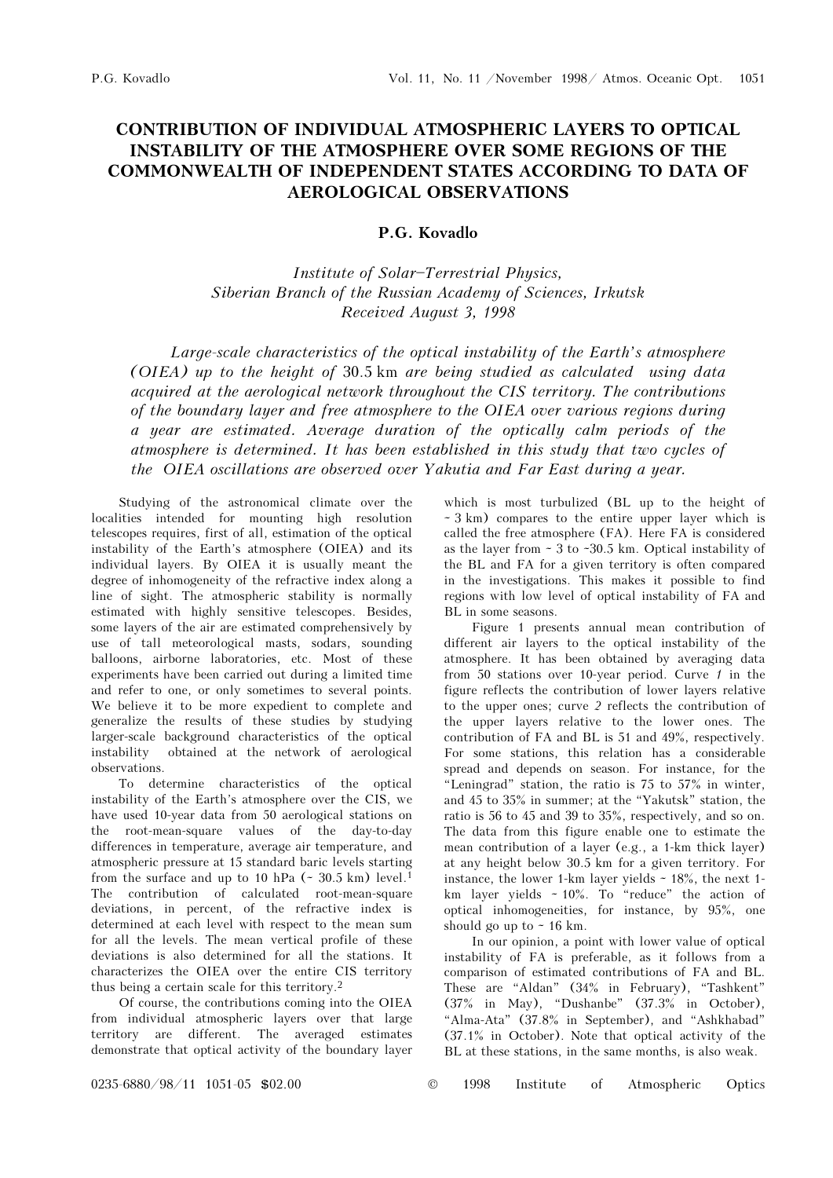# CONTRIBUTION OF INDIVIDUAL ATMOSPHERIC LAYERS TO OPTICAL INSTABILITY OF THE ATMOSPHERE OVER SOME REGIONS OF THE COMMONWEALTH OF INDEPENDENT STATES ACCORDING TO DATA OF AEROLOGICAL OBSERVATIONS

**P.G. Kovadlo**

*Institute of Solar–Terrestrial Physics, Siberian Branch of the Russian Academy of Sciences, Irkutsk*
*Received August 3, 1998*

*Large-scale characteristics of the optical instability of the Earth's atmosphere (OIEA) up to the height of 30.5 km are being studied as calculated using data acquired at the aerological network throughout the CIS territory. The contributions of the boundary layer and free atmosphere to the OIEA over various regions during a year are estimated. Average duration of the optically calm periods of the atmosphere is determined. It has been established in this study that two cycles of the OIEA oscillations are observed over Yakutia and Far East during a year.*

Studying of the astronomical climate over the localities intended for mounting high resolution telescopes requires, first of all, estimation of the optical instability of the Earth's atmosphere (OIEA) and its individual layers. By OIEA it is usually meant the degree of inhomogeneity of the refractive index along a line of sight. The atmospheric stability is normally estimated with highly sensitive telescopes. Besides, some layers of the air are estimated comprehensively by use of tall meteorological masts, sodars, sounding balloons, airborne laboratories, etc. Most of these experiments have been carried out during a limited time and refer to one, or only sometimes to several points. We believe it to be more expedient to complete and generalize the results of these studies by studying larger-scale background characteristics of the optical instability obtained at the network of aerological observations.

To determine characteristics of the optical instability of the Earth's atmosphere over the CIS, we have used 10-year data from 50 aerological stations on the root-mean-square values of the day-to-day differences in temperature, average air temperature, and atmospheric pressure at 15 standard baric levels starting from the surface and up to 10 hPa (~ 30.5 km) level.[1] The contribution of calculated root-mean-square deviations, in percent, of the refractive index is determined at each level with respect to the mean sum for all the levels. The mean vertical profile of these deviations is also determined for all the stations. It characterizes the OIEA over the entire CIS territory thus being a certain scale for this territory.[2]

Of course, the contributions coming into the OIEA from individual atmospheric layers over that large territory are different. The averaged estimates demonstrate that optical activity of the boundary layer which is most turbulized (BL up to the height of ~ 3 km) compares to the entire upper layer which is called the free atmosphere (FA). Here FA is considered as the layer from ~ 3 to ~30.5 km. Optical instability of the BL and FA for a given territory is often compared in the investigations. This makes it possible to find regions with low level of optical instability of FA and BL in some seasons.

Figure 1 presents annual mean contribution of different air layers to the optical instability of the atmosphere. It has been obtained by averaging data from 50 stations over 10-year period. Curve *1* in the figure reflects the contribution of lower layers relative to the upper ones; curve *2* reflects the contribution of the upper layers relative to the lower ones. The contribution of FA and BL is 51 and 49%, respectively. For some stations, this relation has a considerable spread and depends on season. For instance, for the "Leningrad" station, the ratio is 75 to 57% in winter, and 45 to 35% in summer; at the "Yakutsk" station, the ratio is 56 to 45 and 39 to 35%, respectively, and so on. The data from this figure enable one to estimate the mean contribution of a layer (e.g., a 1-km thick layer) at any height below 30.5 km for a given territory. For instance, the lower 1-km layer yields ~ 18%, the next 1-km layer yields ~ 10%. To "reduce" the action of optical inhomogeneities, for instance, by 95%, one should go up to ~ 16 km.

In our opinion, a point with lower value of optical instability of FA is preferable, as it follows from a comparison of estimated contributions of FA and BL. These are "Aldan" (34% in February), "Tashkent" (37% in May), "Dushanbe" (37.3% in October), "Alma-Ata" (37.8% in September), and "Ashkhabad" (37.1% in October). Note that optical activity of the BL at these stations, in the same months, is also weak.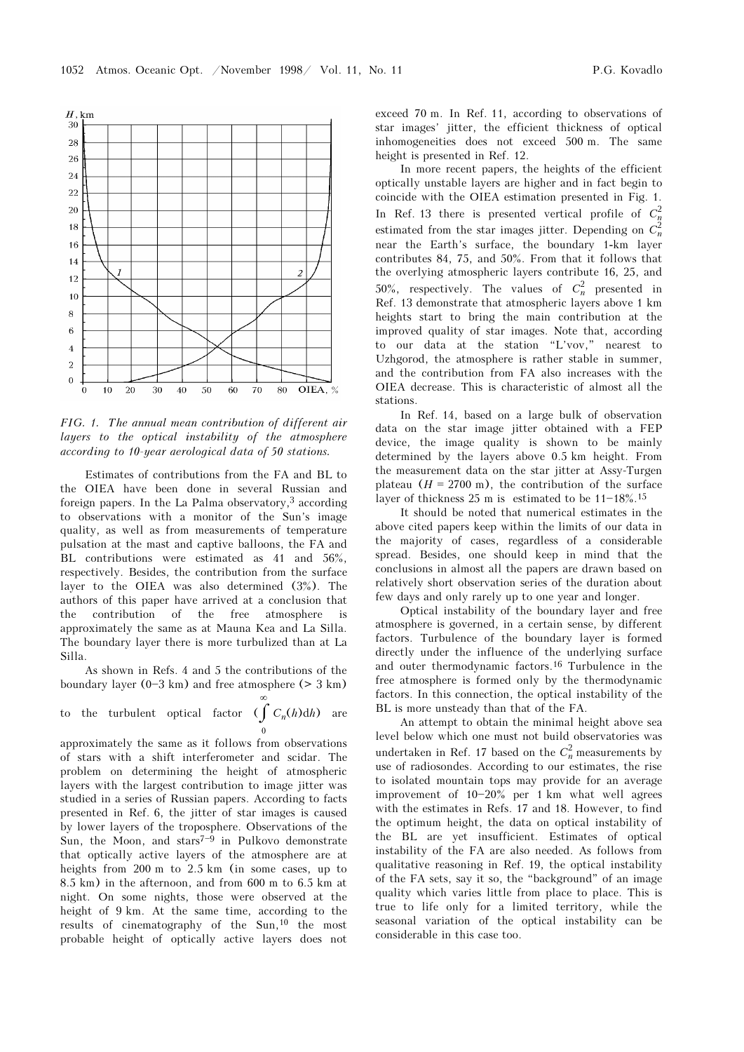FIG. 1. *The annual mean contribution of different air layers to the optical instability of the atmosphere according to 10-year aerological data of 50 stations.*

Estimates of contributions from the FA and BL to the OIEA have been done in several Russian and foreign papers. In the La Palma observatory,[3] according to observations with a monitor of the Sun's image quality, as well as from measurements of temperature pulsation at the mast and captive balloons, the FA and BL contributions were estimated as 41 and 56%, respectively. Besides, the contribution from the surface layer to the OIEA was also determined (3%). The authors of this paper have arrived at a conclusion that the contribution of the free atmosphere is approximately the same as at Mauna Kea and La Silla. The boundary layer there is more turbulized than at La Silla.

As shown in Refs. 4 and 5 the contributions of the boundary layer (0–3 km) and free atmosphere (> 3 km) to the turbulent optical factor $(\int_0^\infty C_n(h)\mathrm{d}h)$ are approximately the same as it follows from observations of stars with a shift interferometer and scidar. The problem on determining the height of atmospheric layers with the largest contribution to image jitter was studied in a series of Russian papers. According to facts presented in Ref. 6, the jitter of star images is caused by lower layers of the troposphere. Observations of the Sun, the Moon, and stars[7–9] in Pulkovo demonstrate that optically active layers of the atmosphere are at heights from 200 m to 2.5 km (in some cases, up to 8.5 km) in the afternoon, and from 600 m to 6.5 km at night. On some nights, those were observed at the height of 9 km. At the same time, according to the results of cinematography of the Sun,[10] the most probable height of optically active layers does not exceed 70 m. In Ref. 11, according to observations of star images' jitter, the efficient thickness of optical inhomogeneities does not exceed 500 m. The same height is presented in Ref. 12.

In more recent papers, the heights of the efficient optically unstable layers are higher and in fact begin to coincide with the OIEA estimation presented in Fig. 1. In Ref. 13 there is presented vertical profile of $C_n^2$ estimated from the star images jitter. Depending on $C_n^2$ near the Earth's surface, the boundary 1-km layer contributes 84, 75, and 50%. From that it follows that the overlying atmospheric layers contribute 16, 25, and 50%, respectively. The values of $C_n^2$ presented in Ref. 13 demonstrate that atmospheric layers above 1 km heights start to bring the main contribution at the improved quality of star images. Note that, according to our data at the station "L'vov," nearest to Uzhgorod, the atmosphere is rather stable in summer, and the contribution from FA also increases with the OIEA decrease. This is characteristic of almost all the stations.

In Ref. 14, based on a large bulk of observation data on the star image jitter obtained with a FEP device, the image quality is shown to be mainly determined by the layers above 0.5 km height. From the measurement data on the star jitter at Assy-Turgen plateau ($H$ = 2700 m), the contribution of the surface layer of thickness 25 m is estimated to be 11–18%.[15]

It should be noted that numerical estimates in the above cited papers keep within the limits of our data in the majority of cases, regardless of a considerable spread. Besides, one should keep in mind that the conclusions in almost all the papers are drawn based on relatively short observation series of the duration about few days and only rarely up to one year and longer.

Optical instability of the boundary layer and free atmosphere is governed, in a certain sense, by different factors. Turbulence of the boundary layer is formed directly under the influence of the underlying surface and outer thermodynamic factors.[16] Turbulence in the free atmosphere is formed only by the thermodynamic factors. In this connection, the optical instability of the BL is more unsteady than that of the FA.

An attempt to obtain the minimal height above sea level below which one must not build observatories was undertaken in Ref. 17 based on the $C_n^2$ measurements by use of radiosondes. According to our estimates, the rise to isolated mountain tops may provide for an average improvement of 10–20% per 1 km what well agrees with the estimates in Refs. 17 and 18. However, to find the optimum height, the data on optical instability of the BL are yet insufficient. Estimates of optical instability of the FA are also needed. As follows from qualitative reasoning in Ref. 19, the optical instability of the FA sets, say it so, the "background" of an image quality which varies little from place to place. This is true to life only for a limited territory, while the seasonal variation of the optical instability can be considerable in this case too.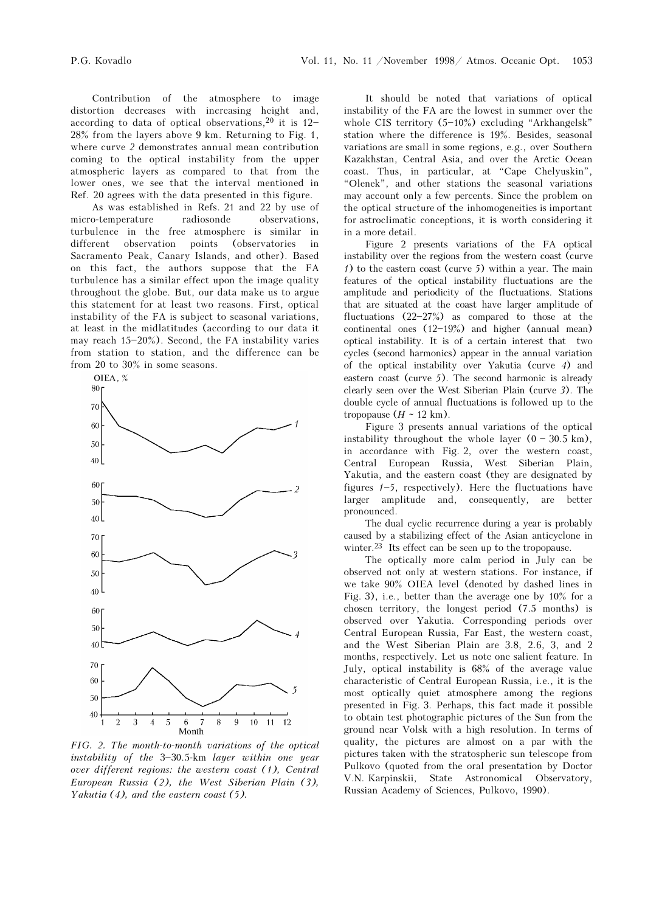Contribution of the atmosphere to image distortion decreases with increasing height and, according to data of optical observations,[20] it is 12–28% from the layers above 9 km. Returning to Fig. 1, where curve *2* demonstrates annual mean contribution coming to the optical instability from the upper atmospheric layers as compared to that from the lower ones, we see that the interval mentioned in Ref. 20 agrees with the data presented in this figure.

As was established in Refs. 21 and 22 by use of micro-temperature radiosonde observations, turbulence in the free atmosphere is similar in different observation points (observatories in Sacramento Peak, Canary Islands, and other). Based on this fact, the authors suppose that the FA turbulence has a similar effect upon the image quality throughout the globe. But, our data make us to argue this statement for at least two reasons. First, optical instability of the FA is subject to seasonal variations, at least in the midlatitudes (according to our data it may reach 15–20%). Second, the FA instability varies from station to station, and the difference can be from 20 to 30% in some seasons.

*FIG. 2. The month-to-month variations of the optical instability of the 3–30.5-km layer within one year over different regions: the western coast (1), Central European Russia (2), the West Siberian Plain (3), Yakutia (4), and the eastern coast (5).*

It should be noted that variations of optical instability of the FA are the lowest in summer over the whole CIS territory (5–10%) excluding "Arkhangelsk" station where the difference is 19%. Besides, seasonal variations are small in some regions, e.g., over Southern Kazakhstan, Central Asia, and over the Arctic Ocean coast. Thus, in particular, at "Cape Chelyuskin", "Olenek", and other stations the seasonal variations may account only a few percents. Since the problem on the optical structure of the inhomogeneities is important for astroclimatic conceptions, it is worth considering it in a more detail.

Figure 2 presents variations of the FA optical instability over the regions from the western coast (curve *1*) to the eastern coast (curve *5*) within a year. The main features of the optical instability fluctuations are the amplitude and periodicity of the fluctuations. Stations that are situated at the coast have larger amplitude of fluctuations (22–27%) as compared to those at the continental ones (12–19%) and higher (annual mean) optical instability. It is of a certain interest that two cycles (second harmonics) appear in the annual variation of the optical instability over Yakutia (curve *4*) and eastern coast (curve *5*). The second harmonic is already clearly seen over the West Siberian Plain (curve *3*). The double cycle of annual fluctuations is followed up to the tropopause ($H \sim 12$ km).

Figure 3 presents annual variations of the optical instability throughout the whole layer (0 – 30.5 km), in accordance with Fig. 2, over the western coast, Central European Russia, West Siberian Plain, Yakutia, and the eastern coast (they are designated by figures *1*–*5*, respectively). Here the fluctuations have larger amplitude and, consequently, are better pronounced.

The dual cyclic recurrence during a year is probably caused by a stabilizing effect of the Asian anticyclone in winter.[23] Its effect can be seen up to the tropopause.

The optically more calm period in July can be observed not only at western stations. For instance, if we take 90% OIEA level (denoted by dashed lines in Fig. 3), i.e., better than the average one by 10% for a chosen territory, the longest period (7.5 months) is observed over Yakutia. Corresponding periods over Central European Russia, Far East, the western coast, and the West Siberian Plain are 3.8, 2.6, 3, and 2 months, respectively. Let us note one salient feature. In July, optical instability is 68% of the average value characteristic of Central European Russia, i.e., it is the most optically quiet atmosphere among the regions presented in Fig. 3. Perhaps, this fact made it possible to obtain test photographic pictures of the Sun from the ground near Volsk with a high resolution. In terms of quality, the pictures are almost on a par with the pictures taken with the stratospheric sun telescope from Pulkovo (quoted from the oral presentation by Doctor V.N. Karpinskii, State Astronomical Observatory, Russian Academy of Sciences, Pulkovo, 1990).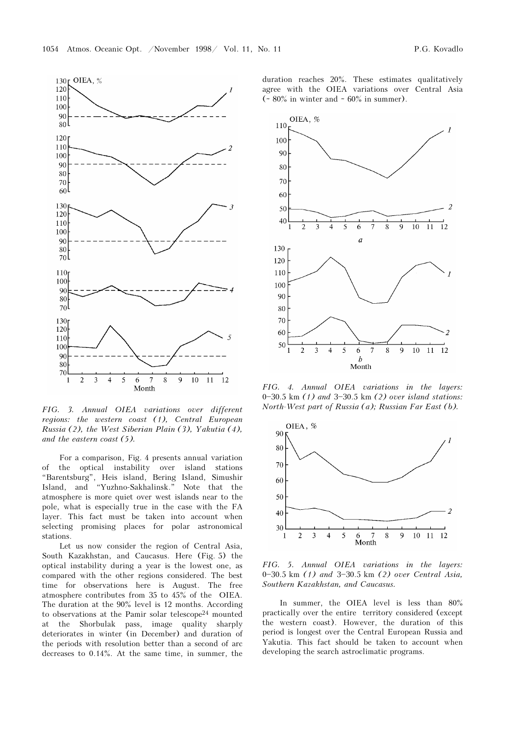FIG. 3. *Annual OIEA variations over different regions: the western coast (1), Central European Russia (2), the West Siberian Plain (3), Yakutia (4), and the eastern coast (5).*

For a comparison, Fig. 4 presents annual variation of the optical instability over island stations "Barentsburg", Heis island, Bering Island, Simushir Island, and "Yuzhno-Sakhalinsk." Note that the atmosphere is more quiet over west islands near to the pole, what is especially true in the case with the FA layer. This fact must be taken into account when selecting promising places for polar astronomical stations.

Let us now consider the region of Central Asia, South Kazakhstan, and Caucasus. Here (Fig. 5) the optical instability during a year is the lowest one, as compared with the other regions considered. The best time for observations here is August. The free atmosphere contributes from 35 to 45% of the OIEA. The duration at the 90% level is 12 months. According to observations at the Pamir solar telescope[24] mounted at the Shorbulak pass, image quality sharply deteriorates in winter (in December) and duration of the periods with resolution better than a second of arc decreases to 0.14%. At the same time, in summer, the duration reaches 20%. These estimates qualitatively agree with the OIEA variations over Central Asia (~ 80% in winter and ~ 60% in summer).

FIG. 4. *Annual OIEA variations in the layers: 0–30.5 km (1) and 3–30.5 km (2) over island stations: North-West part of Russia (a); Russian Far East (b).*

FIG. 5. *Annual OIEA variations in the layers: 0–30.5 km (1) and 3–30.5 km (2) over Central Asia, Southern Kazakhstan, and Caucasus.*

In summer, the OIEA level is less than 80% practically over the entire territory considered (except the western coast). However, the duration of this period is longest over the Central European Russia and Yakutia. This fact should be taken to account when developing the search astroclimatic programs.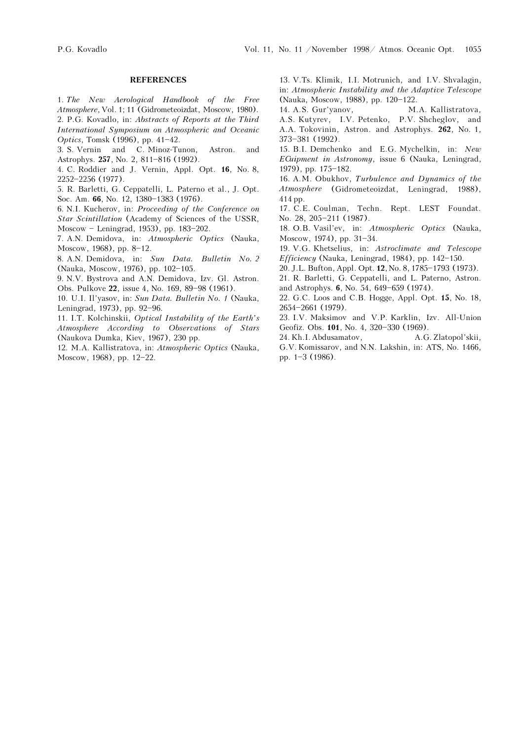**REFERENCES**

1. *The New Aerological Handbook of the Free Atmosphere*, Vol. 1; 11 (Gidrometeoizdat, Moscow, 1980).
2. P.G. Kovadlo, in: *Abstracts of Reports at the Third International Symposium on Atmospheric and Oceanic Optics*, Tomsk (1996), pp. 41–42.
3. S. Vernin and C. Minoz-Tunon, Astron. and Astrophys. **257**, No. 2, 811–816 (1992).
4. C. Roddier and J. Vernin, Appl. Opt. **16**, No. 8, 2252–2256 (1977).
5. R. Barletti, G. Ceppatelli, L. Paterno et al., J. Opt. Soc. Am. **66**, No. 12, 1380–1383 (1976).
6. N.I. Kucherov, in: *Proceeding of the Conference on Star Scintillation* (Academy of Sciences of the USSR, Moscow – Leningrad, 1953), pp. 183–202.
7. A.N. Demidova, in: *Atmospheric Optics* (Nauka, Moscow, 1968), pp. 8–12.
8. A.N. Demidova, in: *Sun Data. Bulletin No. 2* (Nauka, Moscow, 1976), pp. 102–105.
9. N.V. Bystrova and A.N. Demidova, Izv. Gl. Astron. Obs. Pulkove **22**, issue 4, No. 169, 89–98 (1961).
10. U.I. Il'yasov, in: *Sun Data. Bulletin No. 1* (Nauka, Leningrad, 1973), pp. 92–96.
11. I.T. Kolchinskii, *Optical Instability of the Earth's Atmosphere According to Observations of Stars* (Naukova Dumka, Kiev, 1967), 230 pp.
12. M.A. Kallistratova, in: *Atmospheric Optics* (Nauka, Moscow, 1968), pp. 12–22.
13. V.Ts. Klimik, I.I. Motrunich, and I.V. Shvalagin, in: *Atmospheric Instability and the Adaptive Telescope* (Nauka, Moscow, 1988), pp. 120–122.
14. A.S. Gur'yanov, M.A. Kallistratova, A.S. Kutyrev, I.V. Petenko, P.V. Shcheglov, and A.A. Tokovinin, Astron. and Astrophys. **262**, No. 1, 373–381 (1992).
15. B.I. Demchenko and E.G. Mychelkin, in: *New ECuipment in Astronomy*, issue 6 (Nauka, Leningrad, 1979), pp. 175–182.
16. A.M. Obukhov, *Turbulence and Dynamics of the Atmosphere* (Gidrometeoizdat, Leningrad, 1988), 414 pp.
17. C.E. Coulman, Techn. Rept. LEST Foundat. No. 28, 205–211 (1987).
18. O.B. Vasil'ev, in: *Atmospheric Optics* (Nauka, Moscow, 1974), pp. 31–34.
19. V.G. Khetselius, in: *Astroclimate and Telescope Efficiency* (Nauka, Leningrad, 1984), pp. 142–150.
20. J.L. Bufton, Appl. Opt. **12**, No. 8, 1785–1793 (1973).
21. R. Barletti, G. Ceppatelli, and L. Paterno, Astron. and Astrophys. **6**, No. 54, 649–659 (1974).
22. G.C. Loos and C.B. Hogge, Appl. Opt. **15**, No. 18, 2654–2661 (1979).
23. I.V. Maksimov and V.P. Karklin, Izv. All-Union Geofiz. Obs. **101**, No. 4, 320–330 (1969).
24. Kh.I. Abdusamatov, A.G. Zlatopol'skii, G.V. Komissarov, and N.N. Lakshin, in: ATS, No. 1466, pp. 1–3 (1986).